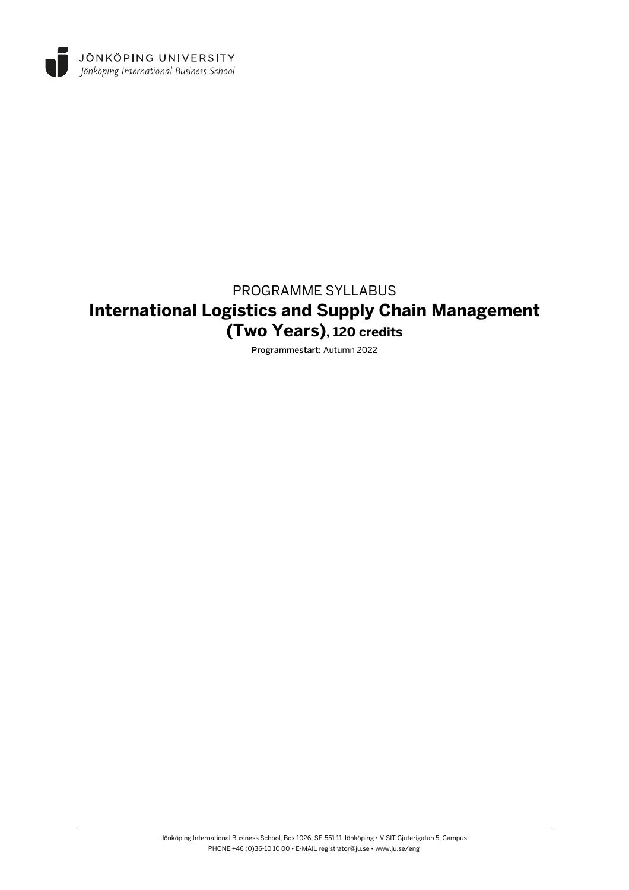JÖNKÖPING UNIVERSITY
*Jönköping International Business School*

PROGRAMME SYLLABUS

# International Logistics and Supply Chain Management (Two Years), 120 credits

**Programmestart:** Autumn 2022

Jönköping International Business School, Box 1026, SE-551 11 Jönköping • VISIT Gjuterigatan 5, Campus
PHONE +46 (0)36-10 10 00 • E-MAIL registrator@ju.se • www.ju.se/eng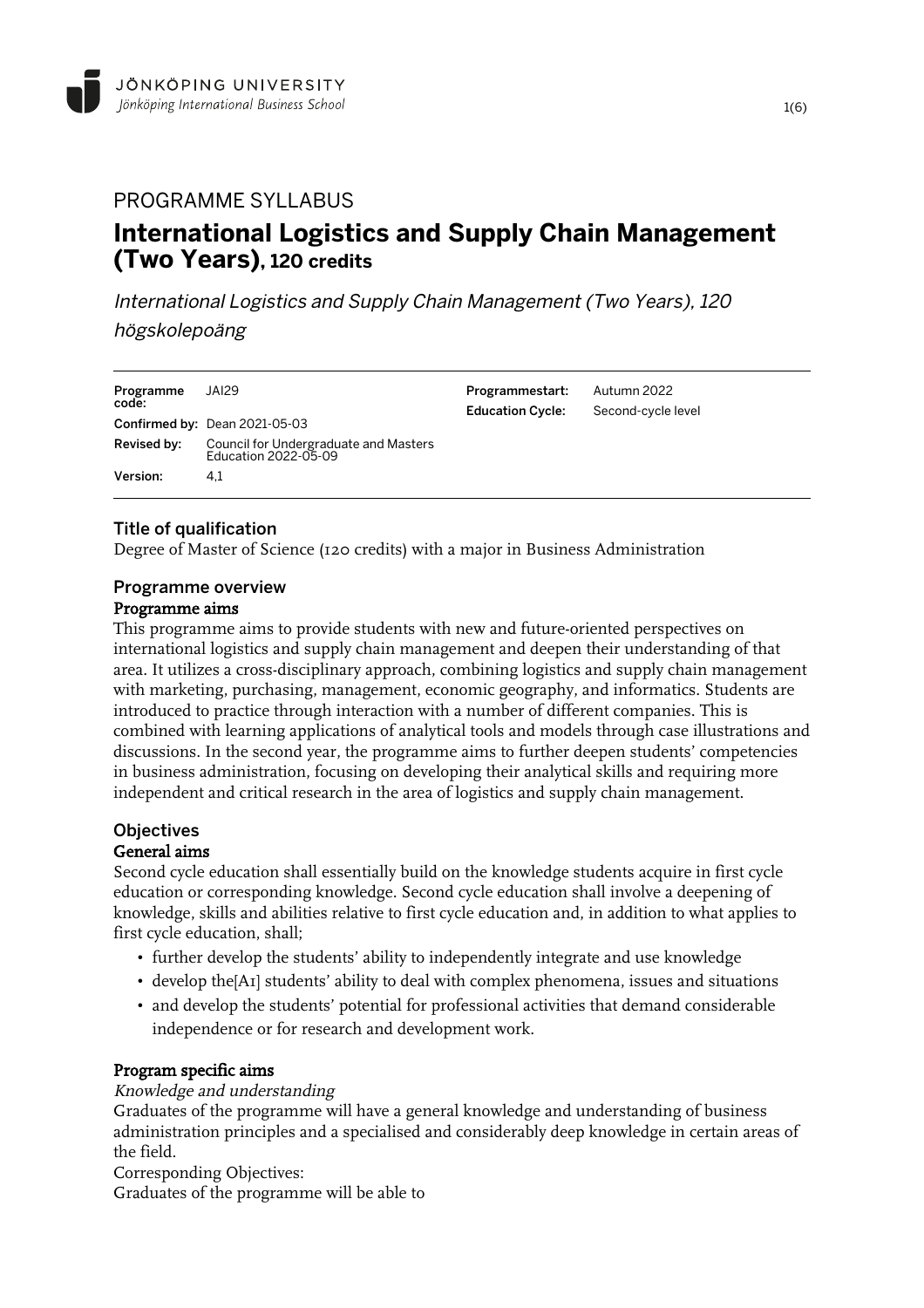# PROGRAMME SYLLABUS

# International Logistics and Supply Chain Management (Two Years), 120 credits

*International Logistics and Supply Chain Management (Two Years), 120 högskolepoäng*

| | | | |
|---|---|---|---|
| **Programme code:** | JAI29 | **Programmestart:** | Autumn 2022 |
| **Confirmed by:** | Dean 2021-05-03 | **Education Cycle:** | Second-cycle level |
| **Revised by:** | Council for Undergraduate and Masters Education 2022-05-09 | | |
| **Version:** | 4,1 | | |

## Title of qualification

Degree of Master of Science (120 credits) with a major in Business Administration

## Programme overview

### Programme aims

This programme aims to provide students with new and future-oriented perspectives on international logistics and supply chain management and deepen their understanding of that area. It utilizes a cross-disciplinary approach, combining logistics and supply chain management with marketing, purchasing, management, economic geography, and informatics. Students are introduced to practice through interaction with a number of different companies. This is combined with learning applications of analytical tools and models through case illustrations and discussions. In the second year, the programme aims to further deepen students' competencies in business administration, focusing on developing their analytical skills and requiring more independent and critical research in the area of logistics and supply chain management.

## Objectives

### General aims

Second cycle education shall essentially build on the knowledge students acquire in first cycle education or corresponding knowledge. Second cycle education shall involve a deepening of knowledge, skills and abilities relative to first cycle education and, in addition to what applies to first cycle education, shall;

- further develop the students' ability to independently integrate and use knowledge
- develop the[A1] students' ability to deal with complex phenomena, issues and situations
- and develop the students' potential for professional activities that demand considerable independence or for research and development work.

### Program specific aims

*Knowledge and understanding*

Graduates of the programme will have a general knowledge and understanding of business administration principles and a specialised and considerably deep knowledge in certain areas of the field.

Corresponding Objectives:

Graduates of the programme will be able to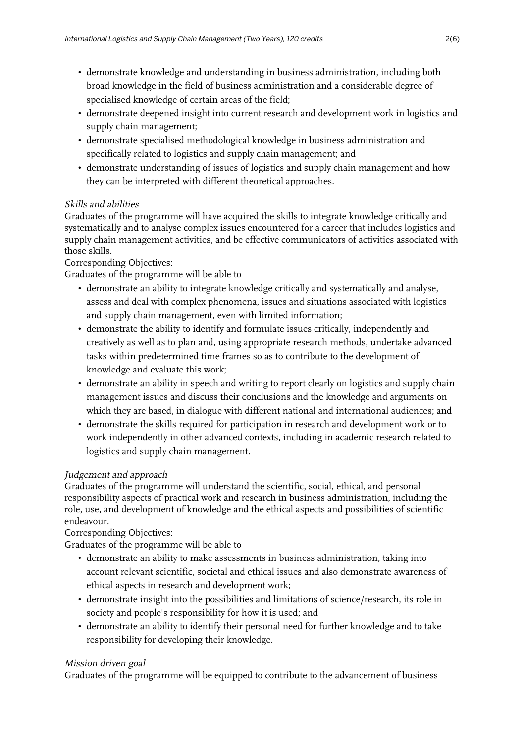- demonstrate knowledge and understanding in business administration, including both broad knowledge in the field of business administration and a considerable degree of specialised knowledge of certain areas of the field;
- demonstrate deepened insight into current research and development work in logistics and supply chain management;
- demonstrate specialised methodological knowledge in business administration and specifically related to logistics and supply chain management; and
- demonstrate understanding of issues of logistics and supply chain management and how they can be interpreted with different theoretical approaches.

*Skills and abilities*

Graduates of the programme will have acquired the skills to integrate knowledge critically and systematically and to analyse complex issues encountered for a career that includes logistics and supply chain management activities, and be effective communicators of activities associated with those skills.

Corresponding Objectives:

Graduates of the programme will be able to

- demonstrate an ability to integrate knowledge critically and systematically and analyse, assess and deal with complex phenomena, issues and situations associated with logistics and supply chain management, even with limited information;
- demonstrate the ability to identify and formulate issues critically, independently and creatively as well as to plan and, using appropriate research methods, undertake advanced tasks within predetermined time frames so as to contribute to the development of knowledge and evaluate this work;
- demonstrate an ability in speech and writing to report clearly on logistics and supply chain management issues and discuss their conclusions and the knowledge and arguments on which they are based, in dialogue with different national and international audiences; and
- demonstrate the skills required for participation in research and development work or to work independently in other advanced contexts, including in academic research related to logistics and supply chain management.

*Judgement and approach*

Graduates of the programme will understand the scientific, social, ethical, and personal responsibility aspects of practical work and research in business administration, including the role, use, and development of knowledge and the ethical aspects and possibilities of scientific endeavour.

Corresponding Objectives:

Graduates of the programme will be able to

- demonstrate an ability to make assessments in business administration, taking into account relevant scientific, societal and ethical issues and also demonstrate awareness of ethical aspects in research and development work;
- demonstrate insight into the possibilities and limitations of science/research, its role in society and people's responsibility for how it is used; and
- demonstrate an ability to identify their personal need for further knowledge and to take responsibility for developing their knowledge.

*Mission driven goal*

Graduates of the programme will be equipped to contribute to the advancement of business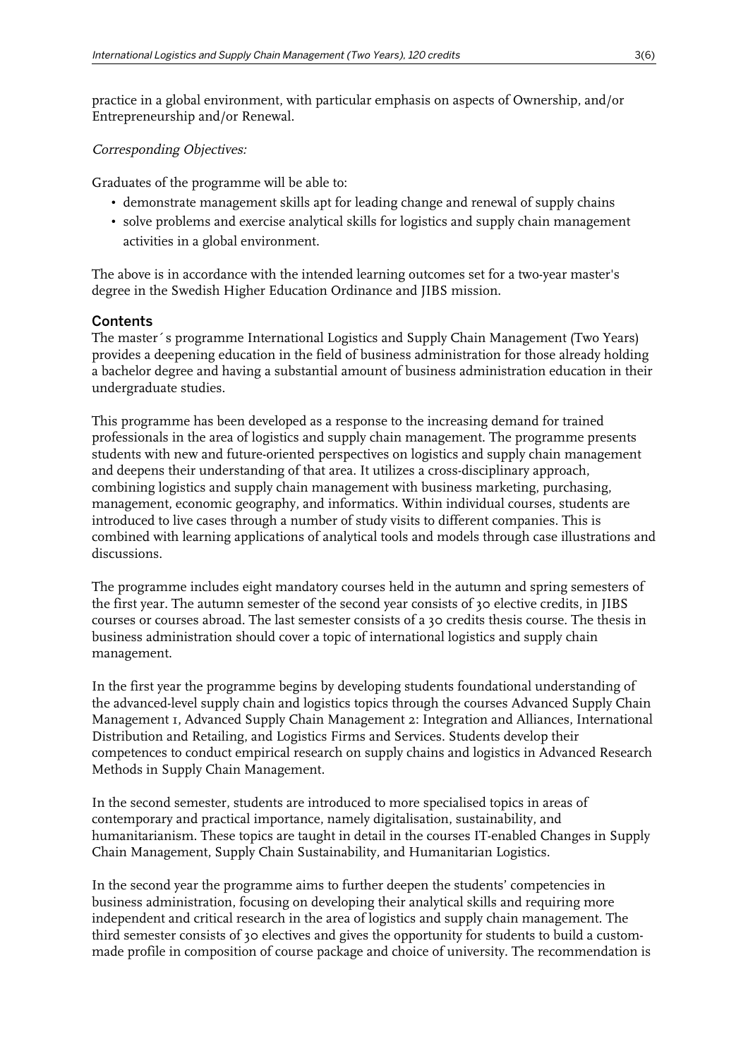practice in a global environment, with particular emphasis on aspects of Ownership, and/or Entrepreneurship and/or Renewal.

*Corresponding Objectives:*

Graduates of the programme will be able to:

- demonstrate management skills apt for leading change and renewal of supply chains
- solve problems and exercise analytical skills for logistics and supply chain management activities in a global environment.

The above is in accordance with the intended learning outcomes set for a two-year master's degree in the Swedish Higher Education Ordinance and JIBS mission.

## Contents

The master´s programme International Logistics and Supply Chain Management (Two Years) provides a deepening education in the field of business administration for those already holding a bachelor degree and having a substantial amount of business administration education in their undergraduate studies.

This programme has been developed as a response to the increasing demand for trained professionals in the area of logistics and supply chain management. The programme presents students with new and future-oriented perspectives on logistics and supply chain management and deepens their understanding of that area. It utilizes a cross-disciplinary approach, combining logistics and supply chain management with business marketing, purchasing, management, economic geography, and informatics. Within individual courses, students are introduced to live cases through a number of study visits to different companies. This is combined with learning applications of analytical tools and models through case illustrations and discussions.

The programme includes eight mandatory courses held in the autumn and spring semesters of the first year. The autumn semester of the second year consists of 30 elective credits, in JIBS courses or courses abroad. The last semester consists of a 30 credits thesis course. The thesis in business administration should cover a topic of international logistics and supply chain management.

In the first year the programme begins by developing students foundational understanding of the advanced-level supply chain and logistics topics through the courses Advanced Supply Chain Management 1, Advanced Supply Chain Management 2: Integration and Alliances, International Distribution and Retailing, and Logistics Firms and Services. Students develop their competences to conduct empirical research on supply chains and logistics in Advanced Research Methods in Supply Chain Management.

In the second semester, students are introduced to more specialised topics in areas of contemporary and practical importance, namely digitalisation, sustainability, and humanitarianism. These topics are taught in detail in the courses IT-enabled Changes in Supply Chain Management, Supply Chain Sustainability, and Humanitarian Logistics.

In the second year the programme aims to further deepen the students' competencies in business administration, focusing on developing their analytical skills and requiring more independent and critical research in the area of logistics and supply chain management. The third semester consists of 30 electives and gives the opportunity for students to build a custom-made profile in composition of course package and choice of university. The recommendation is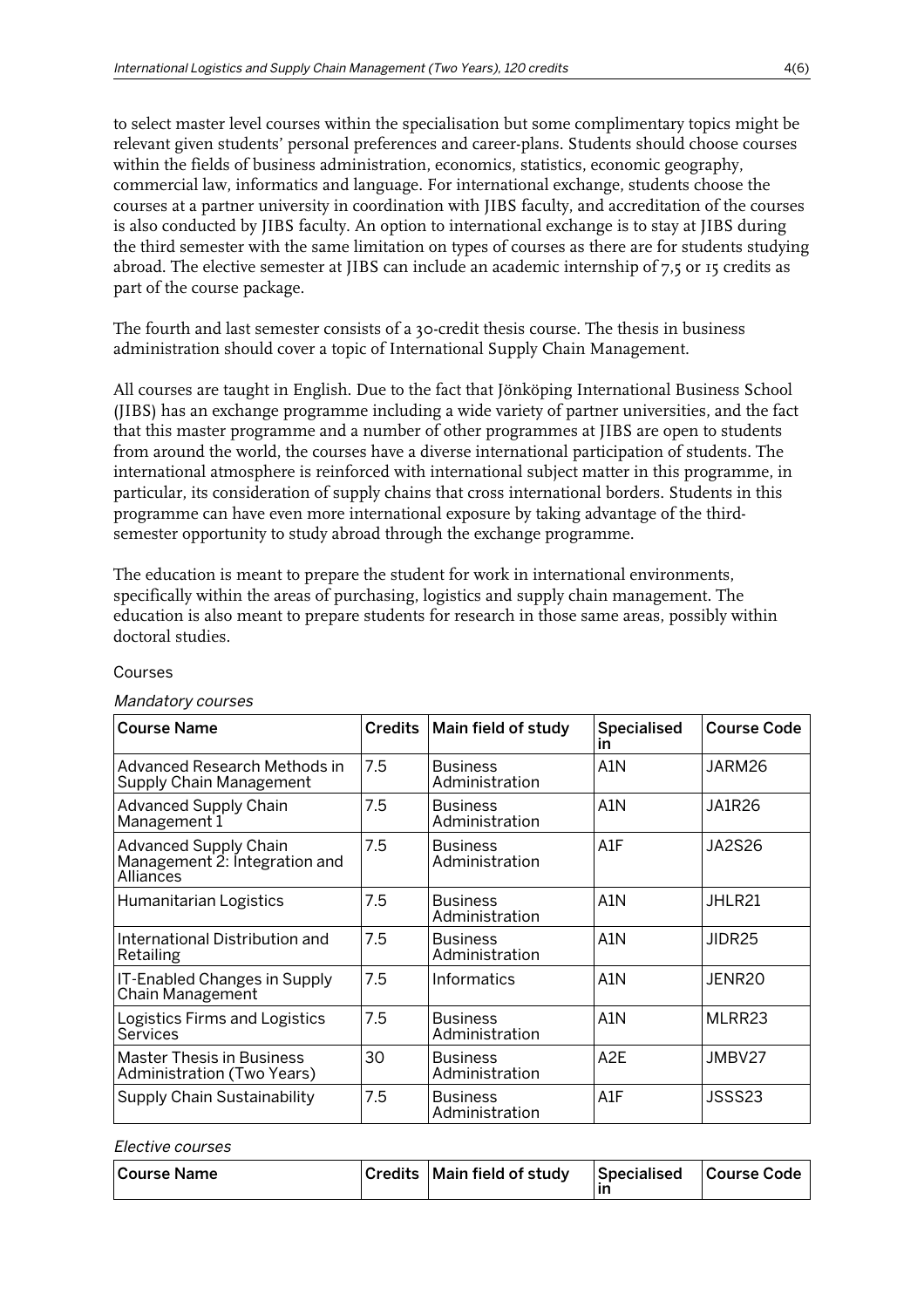to select master level courses within the specialisation but some complimentary topics might be relevant given students' personal preferences and career-plans. Students should choose courses within the fields of business administration, economics, statistics, economic geography, commercial law, informatics and language. For international exchange, students choose the courses at a partner university in coordination with JIBS faculty, and accreditation of the courses is also conducted by JIBS faculty. An option to international exchange is to stay at JIBS during the third semester with the same limitation on types of courses as there are for students studying abroad. The elective semester at JIBS can include an academic internship of 7,5 or 15 credits as part of the course package.

The fourth and last semester consists of a 30-credit thesis course. The thesis in business administration should cover a topic of International Supply Chain Management.

All courses are taught in English. Due to the fact that Jönköping International Business School (JIBS) has an exchange programme including a wide variety of partner universities, and the fact that this master programme and a number of other programmes at JIBS are open to students from around the world, the courses have a diverse international participation of students. The international atmosphere is reinforced with international subject matter in this programme, in particular, its consideration of supply chains that cross international borders. Students in this programme can have even more international exposure by taking advantage of the third-semester opportunity to study abroad through the exchange programme.

The education is meant to prepare the student for work in international environments, specifically within the areas of purchasing, logistics and supply chain management. The education is also meant to prepare students for research in those same areas, possibly within doctoral studies.

Courses

*Mandatory courses*

| Course Name | Credits | Main field of study | Specialised in | Course Code |
|---|---|---|---|---|
| Advanced Research Methods in Supply Chain Management | 7.5 | Business Administration | A1N | JARM26 |
| Advanced Supply Chain Management 1 | 7.5 | Business Administration | A1N | JA1R26 |
| Advanced Supply Chain Management 2: Integration and Alliances | 7.5 | Business Administration | A1F | JA2S26 |
| Humanitarian Logistics | 7.5 | Business Administration | A1N | JHLR21 |
| International Distribution and Retailing | 7.5 | Business Administration | A1N | JIDR25 |
| IT-Enabled Changes in Supply Chain Management | 7.5 | Informatics | A1N | JENR20 |
| Logistics Firms and Logistics Services | 7.5 | Business Administration | A1N | MLRR23 |
| Master Thesis in Business Administration (Two Years) | 30 | Business Administration | A2E | JMBV27 |
| Supply Chain Sustainability | 7.5 | Business Administration | A1F | JSSS23 |

*Elective courses*

| Course Name | Credits | Main field of study | Specialised in | Course Code |
|---|---|---|---|---|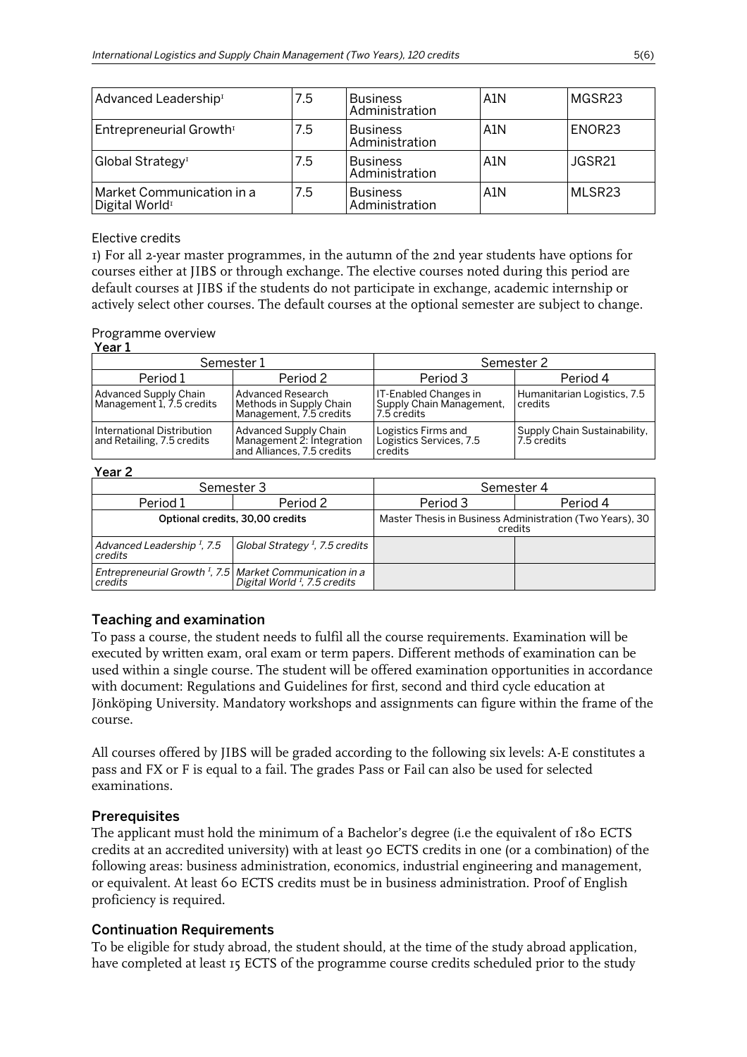| Advanced Leadership[1] | 7.5 | Business Administration | A1N | MGSR23 |
|---|---|---|---|---|
| Entrepreneurial Growth[1] | 7.5 | Business Administration | A1N | ENOR23 |
| Global Strategy[1] | 7.5 | Business Administration | A1N | JGSR21 |
| Market Communication in a Digital World[1] | 7.5 | Business Administration | A1N | MLSR23 |

Elective credits

1) For all 2-year master programmes, in the autumn of the 2nd year students have options for courses either at JIBS or through exchange. The elective courses noted during this period are default courses at JIBS if the students do not participate in exchange, academic internship or actively select other courses. The default courses at the optional semester are subject to change.

Programme overview

**Year 1**

| Semester 1 | | Semester 2 | |
|---|---|---|---|
| Period 1 | Period 2 | Period 3 | Period 4 |
| Advanced Supply Chain Management 1, 7.5 credits | Advanced Research Methods in Supply Chain Management, 7.5 credits | IT-Enabled Changes in Supply Chain Management, 7.5 credits | Humanitarian Logistics, 7.5 credits |
| International Distribution and Retailing, 7.5 credits | Advanced Supply Chain Management 2: Integration and Alliances, 7.5 credits | Logistics Firms and Logistics Services, 7.5 credits | Supply Chain Sustainability, 7.5 credits |

**Year 2**

| Semester 3 | | Semester 4 | |
|---|---|---|---|
| Period 1 | Period 2 | Period 3 | Period 4 |
| **Optional credits, 30,00 credits** | | Master Thesis in Business Administration (Two Years), 30 credits | |
| *Advanced Leadership [1], 7.5 credits* | *Global Strategy [1], 7.5 credits* | | |
| *Entrepreneurial Growth [1], 7.5 credits* | *Market Communication in a Digital World [1], 7.5 credits* | | |

## Teaching and examination

To pass a course, the student needs to fulfil all the course requirements. Examination will be executed by written exam, oral exam or term papers. Different methods of examination can be used within a single course. The student will be offered examination opportunities in accordance with document: Regulations and Guidelines for first, second and third cycle education at Jönköping University. Mandatory workshops and assignments can figure within the frame of the course.

All courses offered by JIBS will be graded according to the following six levels: A-E constitutes a pass and FX or F is equal to a fail. The grades Pass or Fail can also be used for selected examinations.

## Prerequisites

The applicant must hold the minimum of a Bachelor's degree (i.e the equivalent of 180 ECTS credits at an accredited university) with at least 90 ECTS credits in one (or a combination) of the following areas: business administration, economics, industrial engineering and management, or equivalent. At least 60 ECTS credits must be in business administration. Proof of English proficiency is required.

## Continuation Requirements

To be eligible for study abroad, the student should, at the time of the study abroad application, have completed at least 15 ECTS of the programme course credits scheduled prior to the study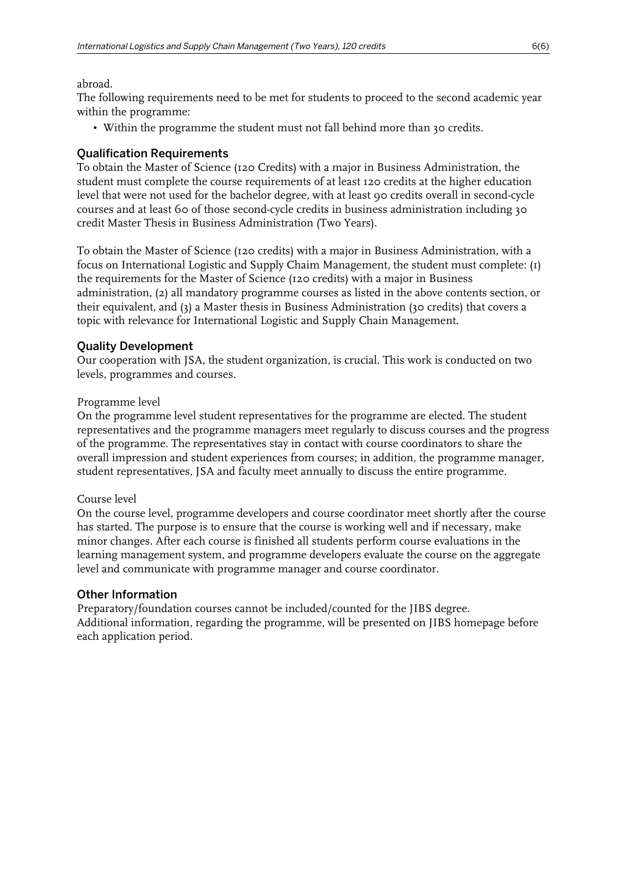abroad.

The following requirements need to be met for students to proceed to the second academic year within the programme:

- Within the programme the student must not fall behind more than 30 credits.

## Qualification Requirements

To obtain the Master of Science (120 Credits) with a major in Business Administration, the student must complete the course requirements of at least 120 credits at the higher education level that were not used for the bachelor degree, with at least 90 credits overall in second-cycle courses and at least 60 of those second-cycle credits in business administration including 30 credit Master Thesis in Business Administration (Two Years).

To obtain the Master of Science (120 credits) with a major in Business Administration, with a focus on International Logistic and Supply Chaim Management, the student must complete: (1) the requirements for the Master of Science (120 credits) with a major in Business administration, (2) all mandatory programme courses as listed in the above contents section, or their equivalent, and (3) a Master thesis in Business Administration (30 credits) that covers a topic with relevance for International Logistic and Supply Chain Management.

## Quality Development

Our cooperation with JSA, the student organization, is crucial. This work is conducted on two levels, programmes and courses.

Programme level

On the programme level student representatives for the programme are elected. The student representatives and the programme managers meet regularly to discuss courses and the progress of the programme. The representatives stay in contact with course coordinators to share the overall impression and student experiences from courses; in addition, the programme manager, student representatives, JSA and faculty meet annually to discuss the entire programme.

Course level

On the course level, programme developers and course coordinator meet shortly after the course has started. The purpose is to ensure that the course is working well and if necessary, make minor changes. After each course is finished all students perform course evaluations in the learning management system, and programme developers evaluate the course on the aggregate level and communicate with programme manager and course coordinator.

## Other Information

Preparatory/foundation courses cannot be included/counted for the JIBS degree.
Additional information, regarding the programme, will be presented on JIBS homepage before each application period.